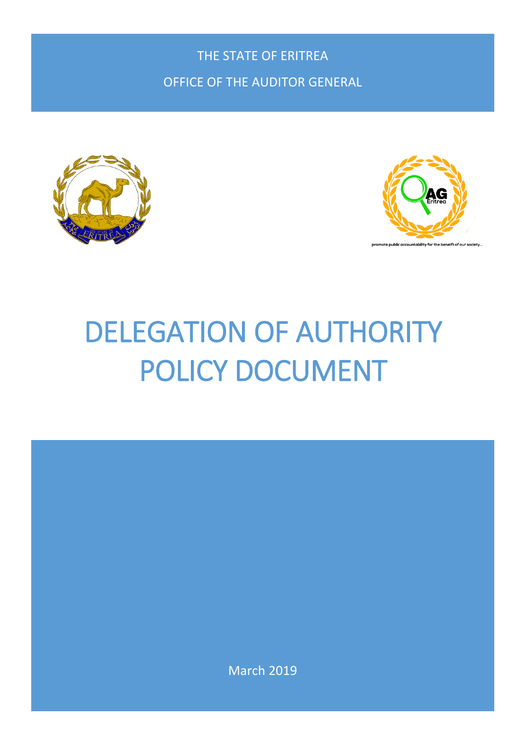THE STATE OF ERITREA

OFFICE OF THE AUDITOR GENERAL

promote public accountability for the benefit of our society...

# DELEGATION OF AUTHORITY POLICY DOCUMENT

March 2019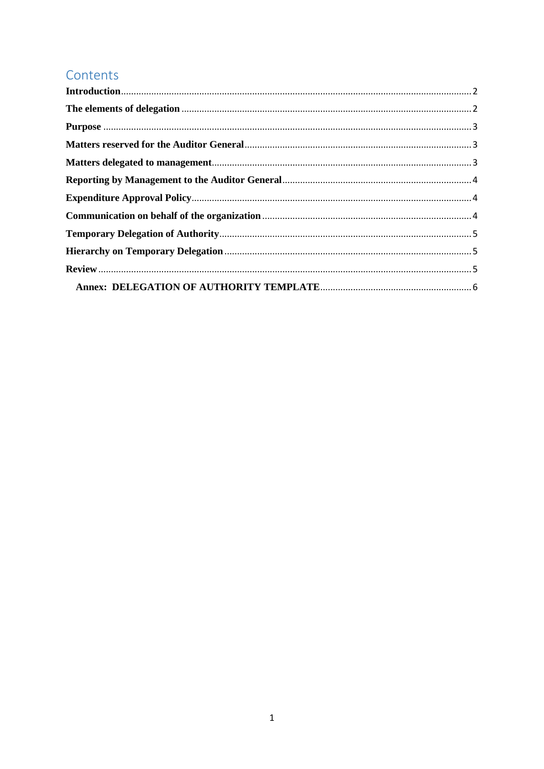# Contents

**Introduction** .......... 2

**The elements of delegation** .......... 2

**Purpose** .......... 3

**Matters reserved for the Auditor General** .......... 3

**Matters delegated to management** .......... 3

**Reporting by Management to the Auditor General** .......... 4

**Expenditure Approval Policy** .......... 4

**Communication on behalf of the organization** .......... 4

**Temporary Delegation of Authority** .......... 5

**Hierarchy on Temporary Delegation** .......... 5

**Review** .......... 5

- **Annex: DELEGATION OF AUTHORITY TEMPLATE** .......... 6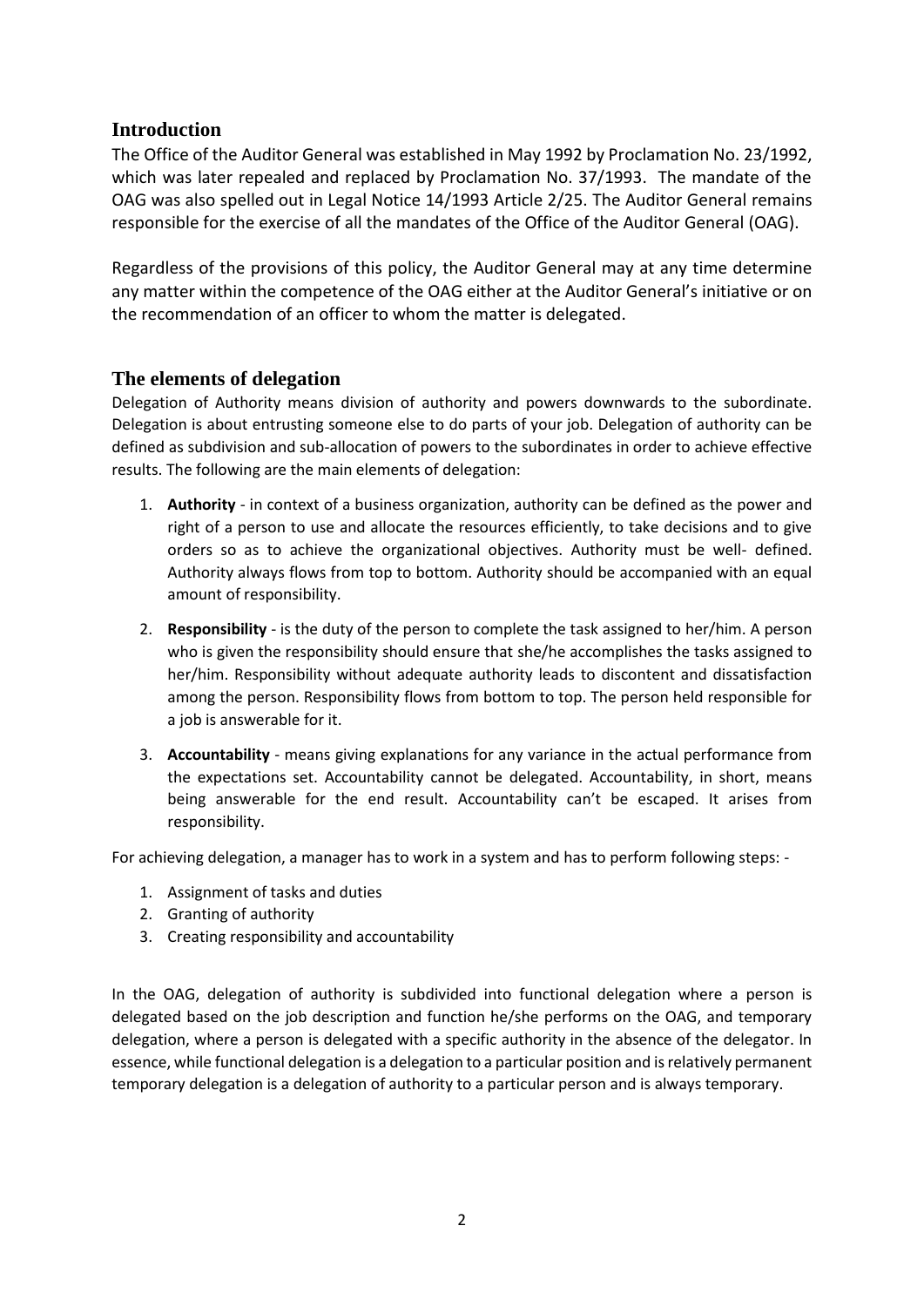## Introduction

The Office of the Auditor General was established in May 1992 by Proclamation No. 23/1992, which was later repealed and replaced by Proclamation No. 37/1993. The mandate of the OAG was also spelled out in Legal Notice 14/1993 Article 2/25. The Auditor General remains responsible for the exercise of all the mandates of the Office of the Auditor General (OAG).

Regardless of the provisions of this policy, the Auditor General may at any time determine any matter within the competence of the OAG either at the Auditor General's initiative or on the recommendation of an officer to whom the matter is delegated.

## The elements of delegation

Delegation of Authority means division of authority and powers downwards to the subordinate. Delegation is about entrusting someone else to do parts of your job. Delegation of authority can be defined as subdivision and sub-allocation of powers to the subordinates in order to achieve effective results. The following are the main elements of delegation:

1. **Authority** - in context of a business organization, authority can be defined as the power and right of a person to use and allocate the resources efficiently, to take decisions and to give orders so as to achieve the organizational objectives. Authority must be well- defined. Authority always flows from top to bottom. Authority should be accompanied with an equal amount of responsibility.
2. **Responsibility** - is the duty of the person to complete the task assigned to her/him. A person who is given the responsibility should ensure that she/he accomplishes the tasks assigned to her/him. Responsibility without adequate authority leads to discontent and dissatisfaction among the person. Responsibility flows from bottom to top. The person held responsible for a job is answerable for it.
3. **Accountability** - means giving explanations for any variance in the actual performance from the expectations set. Accountability cannot be delegated. Accountability, in short, means being answerable for the end result. Accountability can't be escaped. It arises from responsibility.

For achieving delegation, a manager has to work in a system and has to perform following steps: -

1. Assignment of tasks and duties
2. Granting of authority
3. Creating responsibility and accountability

In the OAG, delegation of authority is subdivided into functional delegation where a person is delegated based on the job description and function he/she performs on the OAG, and temporary delegation, where a person is delegated with a specific authority in the absence of the delegator. In essence, while functional delegation is a delegation to a particular position and is relatively permanent temporary delegation is a delegation of authority to a particular person and is always temporary.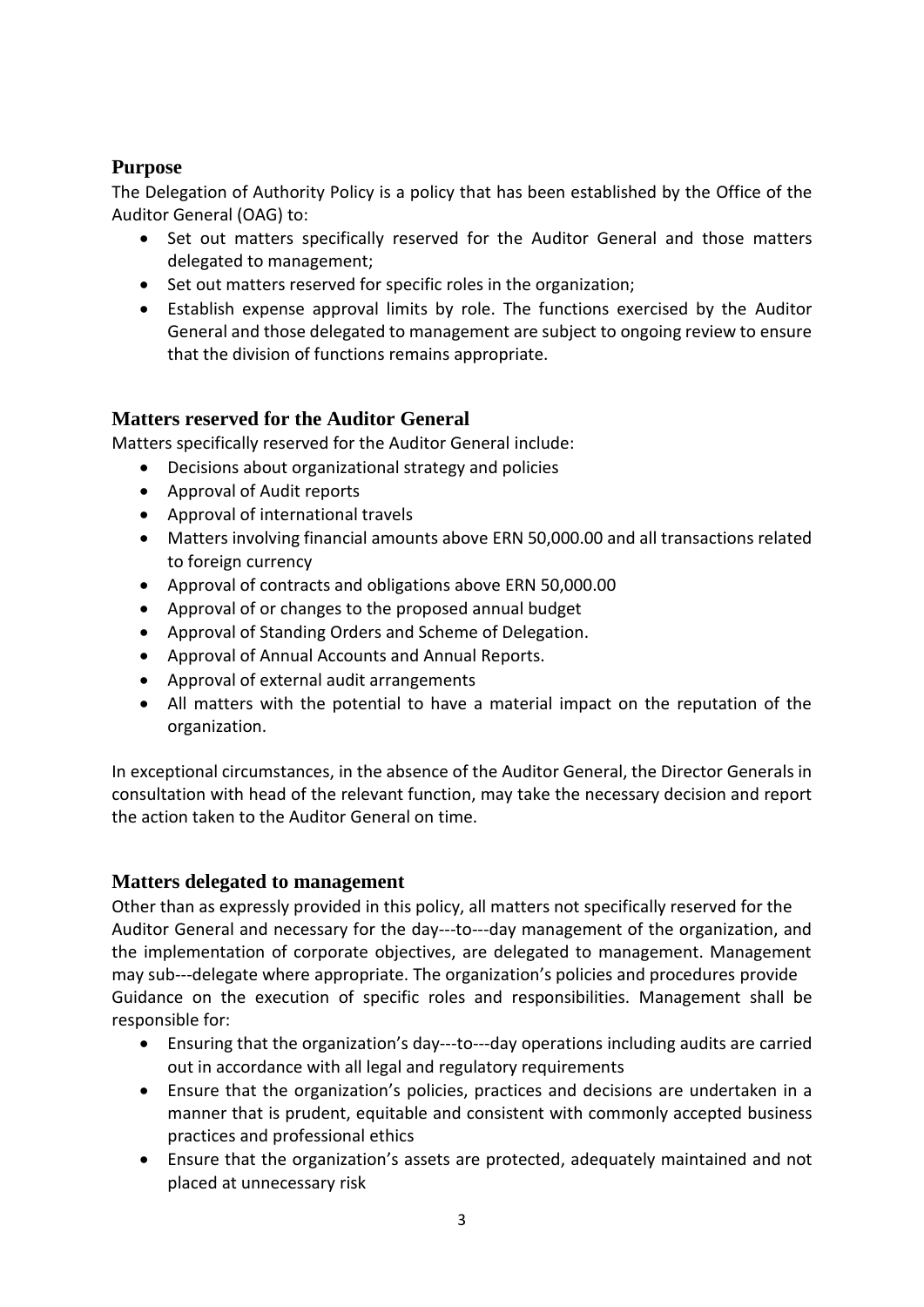## Purpose

The Delegation of Authority Policy is a policy that has been established by the Office of the Auditor General (OAG) to:

- Set out matters specifically reserved for the Auditor General and those matters delegated to management;
- Set out matters reserved for specific roles in the organization;
- Establish expense approval limits by role. The functions exercised by the Auditor General and those delegated to management are subject to ongoing review to ensure that the division of functions remains appropriate.

## Matters reserved for the Auditor General

Matters specifically reserved for the Auditor General include:

- Decisions about organizational strategy and policies
- Approval of Audit reports
- Approval of international travels
- Matters involving financial amounts above ERN 50,000.00 and all transactions related to foreign currency
- Approval of contracts and obligations above ERN 50,000.00
- Approval of or changes to the proposed annual budget
- Approval of Standing Orders and Scheme of Delegation.
- Approval of Annual Accounts and Annual Reports.
- Approval of external audit arrangements
- All matters with the potential to have a material impact on the reputation of the organization.

In exceptional circumstances, in the absence of the Auditor General, the Director Generals in consultation with head of the relevant function, may take the necessary decision and report the action taken to the Auditor General on time.

## Matters delegated to management

Other than as expressly provided in this policy, all matters not specifically reserved for the Auditor General and necessary for the day---to---day management of the organization, and the implementation of corporate objectives, are delegated to management. Management may sub---delegate where appropriate. The organization's policies and procedures provide Guidance on the execution of specific roles and responsibilities. Management shall be responsible for:

- Ensuring that the organization's day---to---day operations including audits are carried out in accordance with all legal and regulatory requirements
- Ensure that the organization's policies, practices and decisions are undertaken in a manner that is prudent, equitable and consistent with commonly accepted business practices and professional ethics
- Ensure that the organization's assets are protected, adequately maintained and not placed at unnecessary risk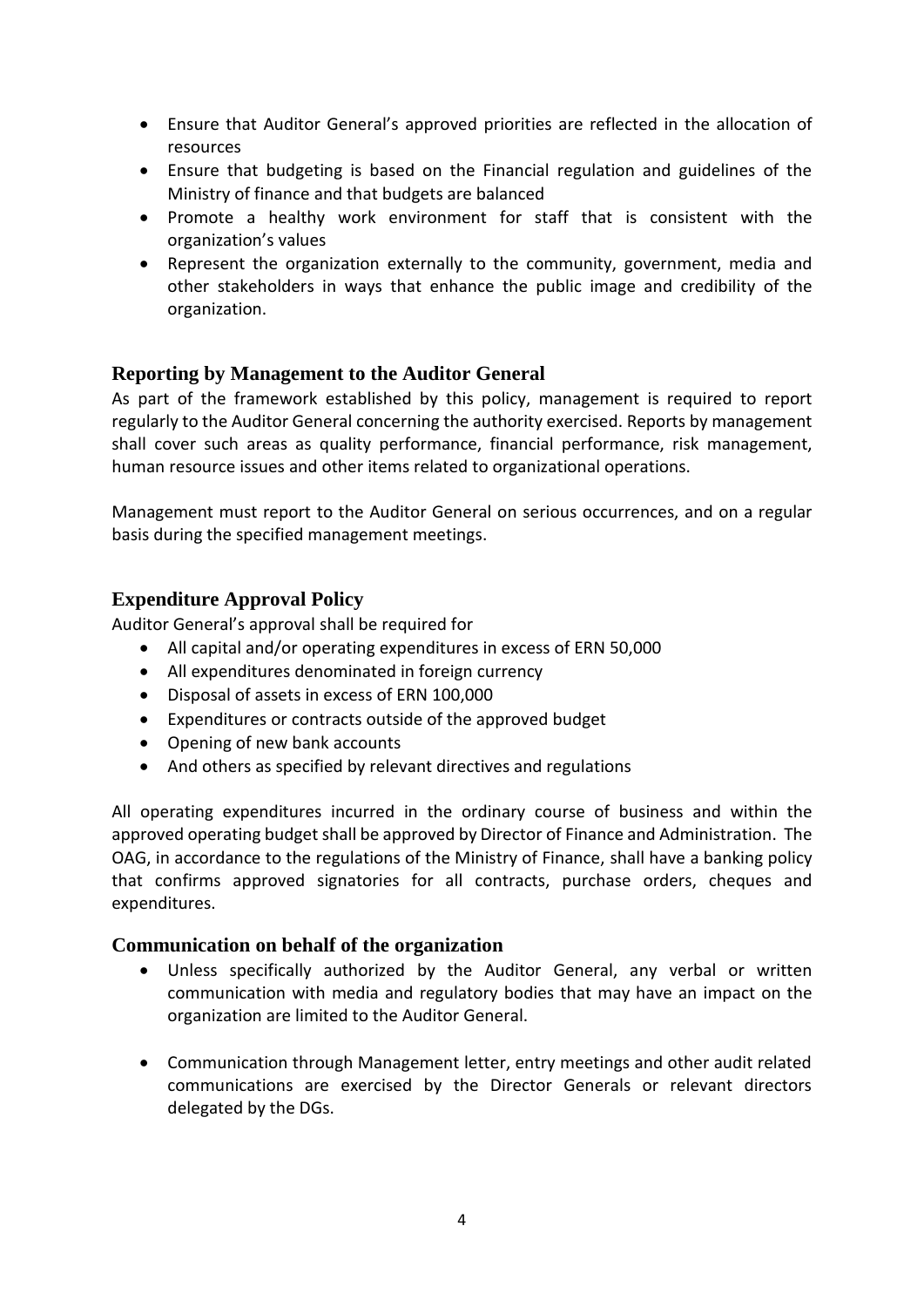- Ensure that Auditor General's approved priorities are reflected in the allocation of resources
- Ensure that budgeting is based on the Financial regulation and guidelines of the Ministry of finance and that budgets are balanced
- Promote a healthy work environment for staff that is consistent with the organization's values
- Represent the organization externally to the community, government, media and other stakeholders in ways that enhance the public image and credibility of the organization.

## Reporting by Management to the Auditor General

As part of the framework established by this policy, management is required to report regularly to the Auditor General concerning the authority exercised. Reports by management shall cover such areas as quality performance, financial performance, risk management, human resource issues and other items related to organizational operations.

Management must report to the Auditor General on serious occurrences, and on a regular basis during the specified management meetings.

## Expenditure Approval Policy

Auditor General's approval shall be required for

- All capital and/or operating expenditures in excess of ERN 50,000
- All expenditures denominated in foreign currency
- Disposal of assets in excess of ERN 100,000
- Expenditures or contracts outside of the approved budget
- Opening of new bank accounts
- And others as specified by relevant directives and regulations

All operating expenditures incurred in the ordinary course of business and within the approved operating budget shall be approved by Director of Finance and Administration. The OAG, in accordance to the regulations of the Ministry of Finance, shall have a banking policy that confirms approved signatories for all contracts, purchase orders, cheques and expenditures.

## Communication on behalf of the organization

- Unless specifically authorized by the Auditor General, any verbal or written communication with media and regulatory bodies that may have an impact on the organization are limited to the Auditor General.

- Communication through Management letter, entry meetings and other audit related communications are exercised by the Director Generals or relevant directors delegated by the DGs.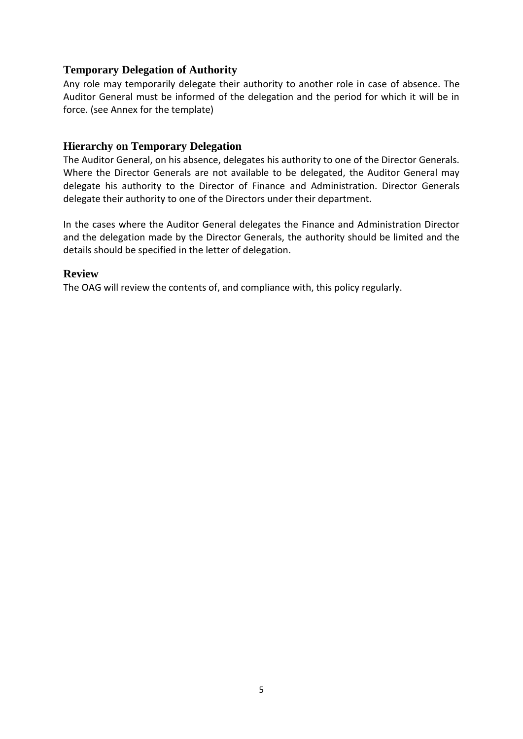## Temporary Delegation of Authority

Any role may temporarily delegate their authority to another role in case of absence. The Auditor General must be informed of the delegation and the period for which it will be in force. (see Annex for the template)

## Hierarchy on Temporary Delegation

The Auditor General, on his absence, delegates his authority to one of the Director Generals. Where the Director Generals are not available to be delegated, the Auditor General may delegate his authority to the Director of Finance and Administration. Director Generals delegate their authority to one of the Directors under their department.

In the cases where the Auditor General delegates the Finance and Administration Director and the delegation made by the Director Generals, the authority should be limited and the details should be specified in the letter of delegation.

## Review

The OAG will review the contents of, and compliance with, this policy regularly.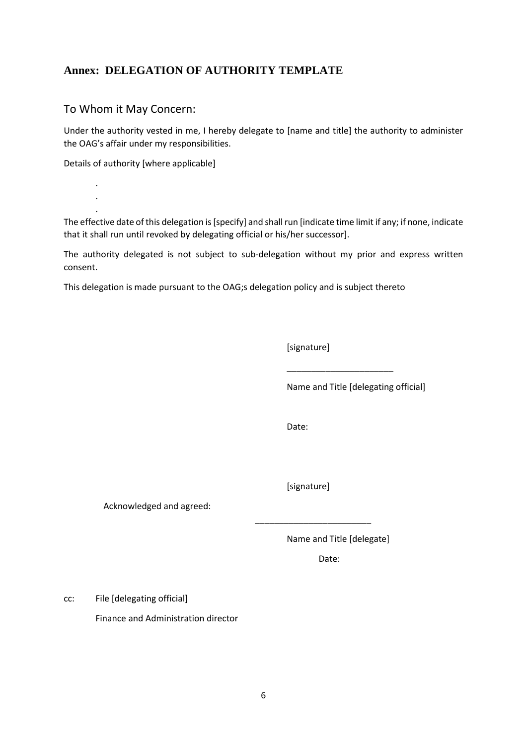## Annex: DELEGATION OF AUTHORITY TEMPLATE

To Whom it May Concern:

Under the authority vested in me, I hereby delegate to [name and title] the authority to administer the OAG's affair under my responsibilities.

Details of authority [where applicable]

.
.
.

The effective date of this delegation is [specify] and shall run [indicate time limit if any; if none, indicate that it shall run until revoked by delegating official or his/her successor].

The authority delegated is not subject to sub-delegation without my prior and express written consent.

This delegation is made pursuant to the OAG;s delegation policy and is subject thereto

[signature]

______________________

Name and Title [delegating official]

Date:

[signature]

Acknowledged and agreed:

________________________

Name and Title [delegate]

Date:

cc: File [delegating official]

Finance and Administration director